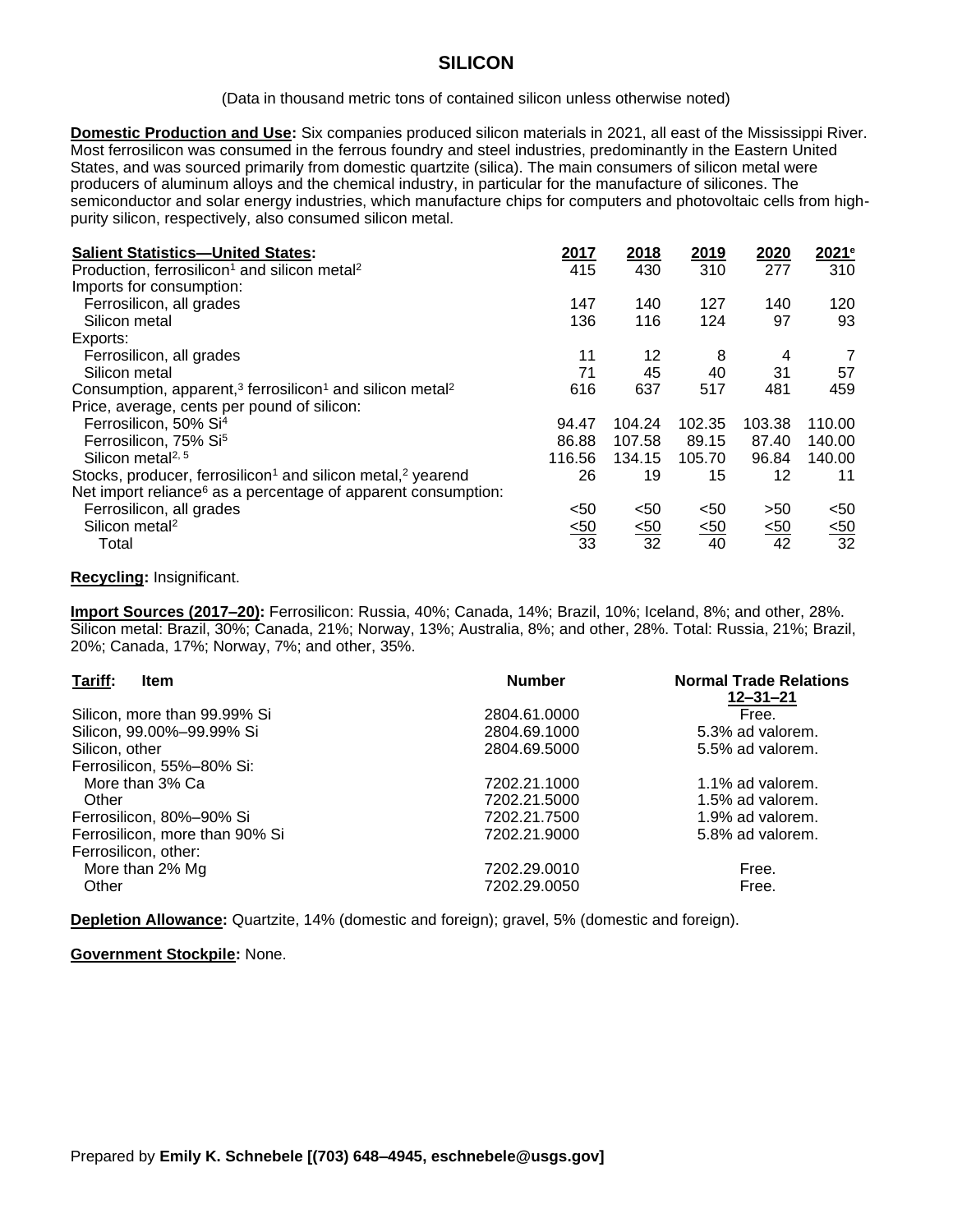# SILICON

(Data in thousand metric tons of contained silicon unless otherwise noted)

**Domestic Production and Use:** Six companies produced silicon materials in 2021, all east of the Mississippi River. Most ferrosilicon was consumed in the ferrous foundry and steel industries, predominantly in the Eastern United States, and was sourced primarily from domestic quartzite (silica). The main consumers of silicon metal were producers of aluminum alloys and the chemical industry, in particular for the manufacture of silicones. The semiconductor and solar energy industries, which manufacture chips for computers and photovoltaic cells from high-purity silicon, respectively, also consumed silicon metal.

| Salient Statistics—United States: | 2017 | 2018 | 2019 | 2020 | 2021[e] |
|---|---|---|---|---|---|
| Production, ferrosilicon[1] and silicon metal[2] | 415 | 430 | 310 | 277 | 310 |
| Imports for consumption: | | | | | |
| Ferrosilicon, all grades | 147 | 140 | 127 | 140 | 120 |
| Silicon metal | 136 | 116 | 124 | 97 | 93 |
| Exports: | | | | | |
| Ferrosilicon, all grades | 11 | 12 | 8 | 4 | 7 |
| Silicon metal | 71 | 45 | 40 | 31 | 57 |
| Consumption, apparent,[3] ferrosilicon[1] and silicon metal[2] | 616 | 637 | 517 | 481 | 459 |
| Price, average, cents per pound of silicon: | | | | | |
| Ferrosilicon, 50% Si[4] | 94.47 | 104.24 | 102.35 | 103.38 | 110.00 |
| Ferrosilicon, 75% Si[5] | 86.88 | 107.58 | 89.15 | 87.40 | 140.00 |
| Silicon metal[2, 5] | 116.56 | 134.15 | 105.70 | 96.84 | 140.00 |
| Stocks, producer, ferrosilicon[1] and silicon metal,[2] yearend | 26 | 19 | 15 | 12 | 11 |
| Net import reliance[6] as a percentage of apparent consumption: | | | | | |
| Ferrosilicon, all grades | <50 | <50 | <50 | >50 | <50 |
| Silicon metal[2] | <50 | <50 | <50 | <50 | <50 |
| Total | 33 | 32 | 40 | 42 | 32 |

**Recycling:** Insignificant.

**Import Sources (2017–20):** Ferrosilicon: Russia, 40%; Canada, 14%; Brazil, 10%; Iceland, 8%; and other, 28%. Silicon metal: Brazil, 30%; Canada, 21%; Norway, 13%; Australia, 8%; and other, 28%. Total: Russia, 21%; Brazil, 20%; Canada, 17%; Norway, 7%; and other, 35%.

| Tariff: Item | Number | Normal Trade Relations 12–31–21 |
|---|---|---|
| Silicon, more than 99.99% Si | 2804.61.0000 | Free. |
| Silicon, 99.00%–99.99% Si | 2804.69.1000 | 5.3% ad valorem. |
| Silicon, other | 2804.69.5000 | 5.5% ad valorem. |
| Ferrosilicon, 55%–80% Si: | | |
| More than 3% Ca | 7202.21.1000 | 1.1% ad valorem. |
| Other | 7202.21.5000 | 1.5% ad valorem. |
| Ferrosilicon, 80%–90% Si | 7202.21.7500 | 1.9% ad valorem. |
| Ferrosilicon, more than 90% Si | 7202.21.9000 | 5.8% ad valorem. |
| Ferrosilicon, other: | | |
| More than 2% Mg | 7202.29.0010 | Free. |
| Other | 7202.29.0050 | Free. |

**Depletion Allowance:** Quartzite, 14% (domestic and foreign); gravel, 5% (domestic and foreign).

**Government Stockpile:** None.

Prepared by **Emily K. Schnebele [(703) 648–4945, eschnebele@usgs.gov]**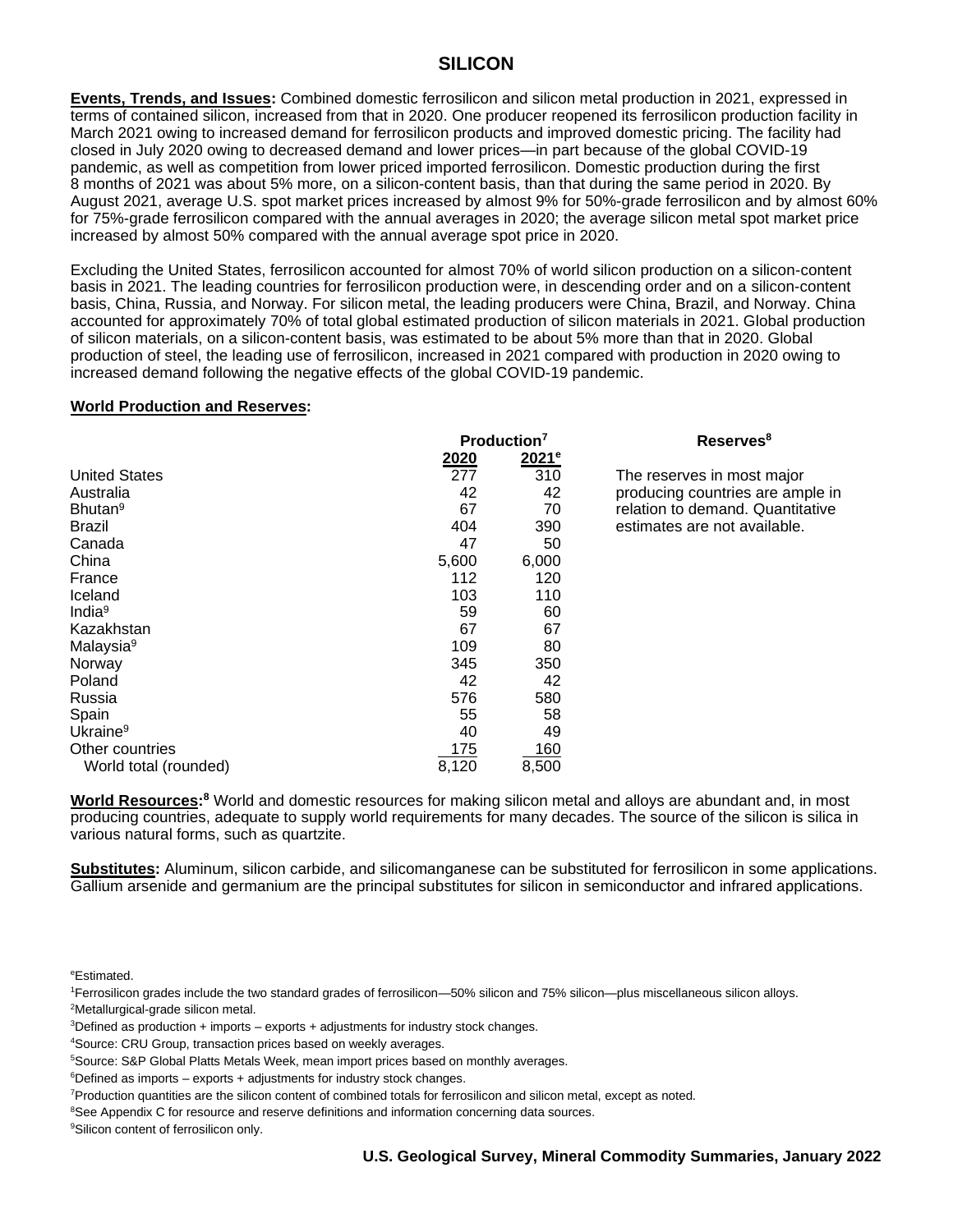# SILICON

**Events, Trends, and Issues:** Combined domestic ferrosilicon and silicon metal production in 2021, expressed in terms of contained silicon, increased from that in 2020. One producer reopened its ferrosilicon production facility in March 2021 owing to increased demand for ferrosilicon products and improved domestic pricing. The facility had closed in July 2020 owing to decreased demand and lower prices—in part because of the global COVID-19 pandemic, as well as competition from lower priced imported ferrosilicon. Domestic production during the first 8 months of 2021 was about 5% more, on a silicon-content basis, than that during the same period in 2020. By August 2021, average U.S. spot market prices increased by almost 9% for 50%-grade ferrosilicon and by almost 60% for 75%-grade ferrosilicon compared with the annual averages in 2020; the average silicon metal spot market price increased by almost 50% compared with the annual average spot price in 2020.

Excluding the United States, ferrosilicon accounted for almost 70% of world silicon production on a silicon-content basis in 2021. The leading countries for ferrosilicon production were, in descending order and on a silicon-content basis, China, Russia, and Norway. For silicon metal, the leading producers were China, Brazil, and Norway. China accounted for approximately 70% of total global estimated production of silicon materials in 2021. Global production of silicon materials, on a silicon-content basis, was estimated to be about 5% more than that in 2020. Global production of steel, the leading use of ferrosilicon, increased in 2021 compared with production in 2020 owing to increased demand following the negative effects of the global COVID-19 pandemic.

**World Production and Reserves:**

| | Production[7] | | Reserves[8] |
|---|---|---|---|
| | 2020 | 2021[e] | |
| United States | 277 | 310 | The reserves in most major producing countries are ample in relation to demand. Quantitative estimates are not available. |
| Australia | 42 | 42 | |
| Bhutan[9] | 67 | 70 | |
| Brazil | 404 | 390 | |
| Canada | 47 | 50 | |
| China | 5,600 | 6,000 | |
| France | 112 | 120 | |
| Iceland | 103 | 110 | |
| India[9] | 59 | 60 | |
| Kazakhstan | 67 | 67 | |
| Malaysia[9] | 109 | 80 | |
| Norway | 345 | 350 | |
| Poland | 42 | 42 | |
| Russia | 576 | 580 | |
| Spain | 55 | 58 | |
| Ukraine[9] | 40 | 49 | |
| Other countries | 175 | 160 | |
| World total (rounded) | 8,120 | 8,500 | |

**World Resources:[8]** World and domestic resources for making silicon metal and alloys are abundant and, in most producing countries, adequate to supply world requirements for many decades. The source of the silicon is silica in various natural forms, such as quartzite.

**Substitutes:** Aluminum, silicon carbide, and silicomanganese can be substituted for ferrosilicon in some applications. Gallium arsenide and germanium are the principal substitutes for silicon in semiconductor and infrared applications.

[e]Estimated.

[1]Ferrosilicon grades include the two standard grades of ferrosilicon—50% silicon and 75% silicon—plus miscellaneous silicon alloys.

[2]Metallurgical-grade silicon metal.

[3]Defined as production + imports – exports + adjustments for industry stock changes.

[4]Source: CRU Group, transaction prices based on weekly averages.

[5]Source: S&P Global Platts Metals Week, mean import prices based on monthly averages.

[6]Defined as imports – exports + adjustments for industry stock changes.

[7]Production quantities are the silicon content of combined totals for ferrosilicon and silicon metal, except as noted.

[8]See Appendix C for resource and reserve definitions and information concerning data sources.

[9]Silicon content of ferrosilicon only.